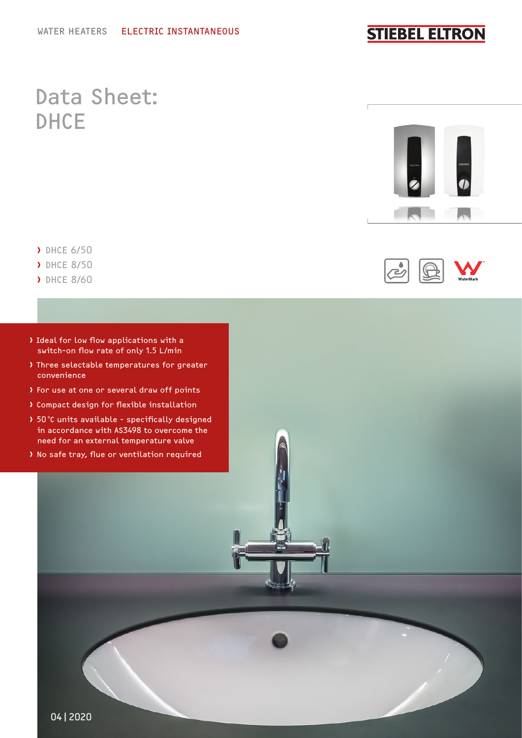WATER HEATERS ELECTRIC INSTANTANEOUS

STIEBEL ELTRON

# Data Sheet: DHCE

- DHCE 6/50
- DHCE 8/50
- DHCE 8/60

- Ideal for low flow applications with a switch-on flow rate of only 1.5 L/min
- Three selectable temperatures for greater convenience
- For use at one or several draw off points
- Compact design for flexible installation
- 50 °C units available - specifically designed in accordance with AS3498 to overcome the need for an external temperature valve
- No safe tray, flue or ventilation required

04 | 2020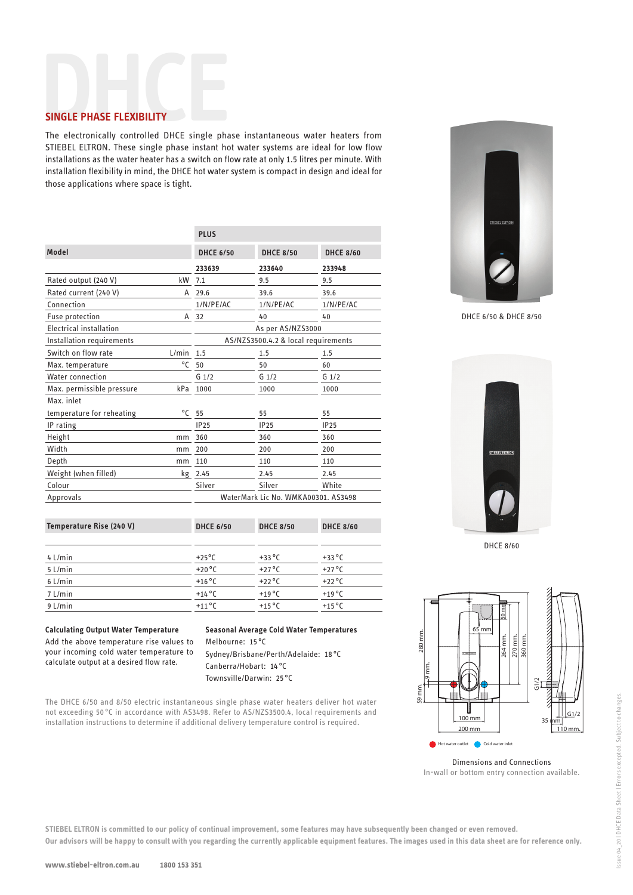# DHCE

## SINGLE PHASE FLEXIBILITY

The electronically controlled DHCE single phase instantaneous water heaters from STIEBEL ELTRON. These single phase instant hot water systems are ideal for low flow installations as the water heater has a switch on flow rate at only 1.5 litres per minute. With installation flexibility in mind, the DHCE hot water system is compact in design and ideal for those applications where space is tight.

| | | PLUS | | |
|---|---|---|---|---|
| **Model** | | **DHCE 6/50** | **DHCE 8/50** | **DHCE 8/60** |
| | | **233639** | **233640** | **233948** |
| Rated output (240 V) | kW | 7.1 | 9.5 | 9.5 |
| Rated current (240 V) | A | 29.6 | 39.6 | 39.6 |
| Connection | | 1/N/PE/AC | 1/N/PE/AC | 1/N/PE/AC |
| Fuse protection | A | 32 | 40 | 40 |
| Electrical installation | | As per AS/NZS3000 | | |
| Installation requirements | | AS/NZS3500.4.2 & local requirements | | |
| Switch on flow rate | L/min | 1.5 | 1.5 | 1.5 |
| Max. temperature | °C | 50 | 50 | 60 |
| Water connection | | G 1/2 | G 1/2 | G 1/2 |
| Max. permissible pressure | kPa | 1000 | 1000 | 1000 |
| Max. inlet temperature for reheating | °C | 55 | 55 | 55 |
| IP rating | | IP25 | IP25 | IP25 |
| Height | mm | 360 | 360 | 360 |
| Width | mm | 200 | 200 | 200 |
| Depth | mm | 110 | 110 | 110 |
| Weight (when filled) | kg | 2.45 | 2.45 | 2.45 |
| Colour | | Silver | Silver | White |
| Approvals | | WaterMark Lic No. WMKA00301. AS3498 | | |

| **Temperature Rise (240 V)** | **DHCE 6/50** | **DHCE 8/50** | **DHCE 8/60** |
|---|---|---|---|
| 4 L/min | +25°C | +33 °C | +33 °C |
| 5 L/min | +20°C | +27 °C | +27 °C |
| 6 L/min | +16°C | +22 °C | +22 °C |
| 7 L/min | +14°C | +19 °C | +19 °C |
| 9 L/min | +11°C | +15 °C | +15 °C |

**Calculating Output Water Temperature**

Add the above temperature rise values to your incoming cold water temperature to calculate output at a desired flow rate.

**Seasonal Average Cold Water Temperatures**

Melbourne: 15 °C
Sydney/Brisbane/Perth/Adelaide: 18 °C
Canberra/Hobart: 14 °C
Townsville/Darwin: 25 °C

The DHCE 6/50 and 8/50 electric instantaneous single phase water heaters deliver hot water not exceeding 50 °C in accordance with AS3498. Refer to AS/NZS3500.4, local requirements and installation instructions to determine if additional delivery temperature control is required.

DHCE 6/50 & DHCE 8/50

DHCE 8/60

280 mm.
59 mm.
9 mm.
65 mm
50 mm
264 mm.
270 mm.
360 mm.
100 mm
200 mm
G1/2
35 mm
G1/2
110 mm.

Hot water outlet
Cold water inlet

Dimensions and Connections
In-wall or bottom entry connection available.

**STIEBEL ELTRON is committed to our policy of continual improvement, some features may have subsequently been changed or even removed.**
**Our advisors will be happy to consult with you regarding the currently applicable equipment features. The images used in this data sheet are for reference only.**

**www.stiebel-eltron.com.au** **1800 153 351**